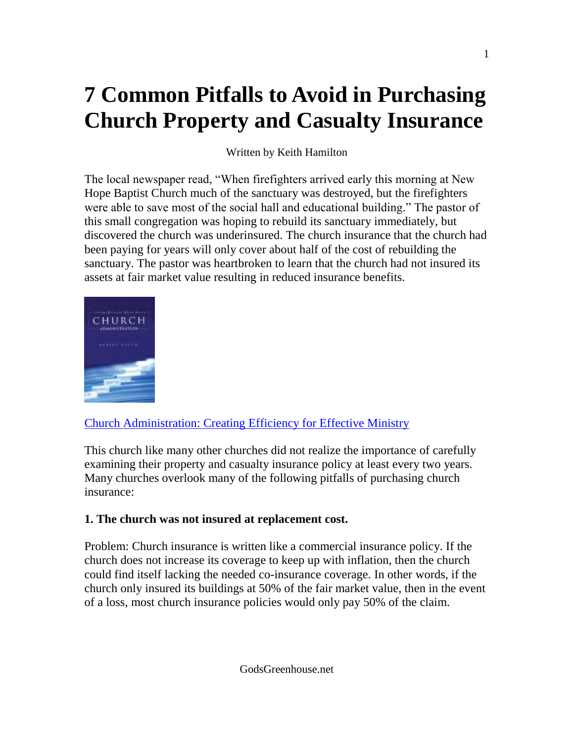# 7 Common Pitfalls to Avoid in Purchasing Church Property and Casualty Insurance

Written by Keith Hamilton

The local newspaper read, "When firefighters arrived early this morning at New Hope Baptist Church much of the sanctuary was destroyed, but the firefighters were able to save most of the social hall and educational building." The pastor of this small congregation was hoping to rebuild its sanctuary immediately, but discovered the church was underinsured. The church insurance that the church had been paying for years will only cover about half of the cost of rebuilding the sanctuary. The pastor was heartbroken to learn that the church had not insured its assets at fair market value resulting in reduced insurance benefits.

Church Administration: Creating Efficiency for Effective Ministry

This church like many other churches did not realize the importance of carefully examining their property and casualty insurance policy at least every two years. Many churches overlook many of the following pitfalls of purchasing church insurance:

**1. The church was not insured at replacement cost.**

Problem: Church insurance is written like a commercial insurance policy. If the church does not increase its coverage to keep up with inflation, then the church could find itself lacking the needed co-insurance coverage. In other words, if the church only insured its buildings at 50% of the fair market value, then in the event of a loss, most church insurance policies would only pay 50% of the claim.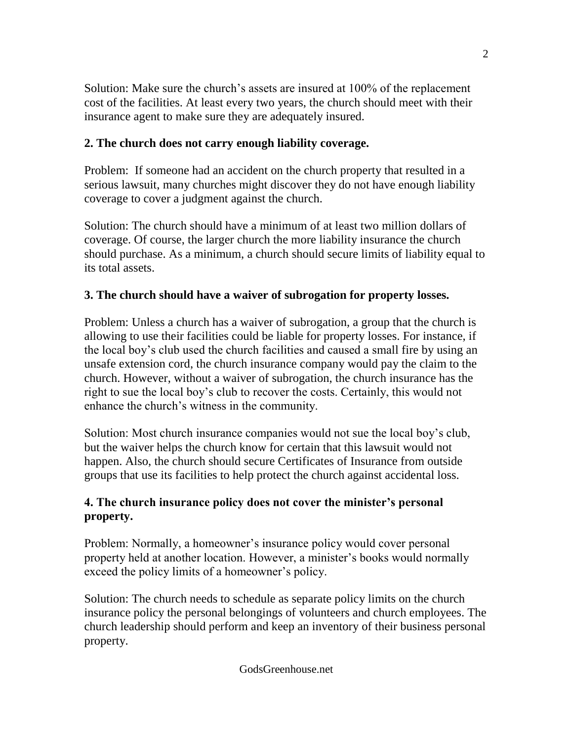Solution: Make sure the church's assets are insured at 100% of the replacement cost of the facilities. At least every two years, the church should meet with their insurance agent to make sure they are adequately insured.

**2. The church does not carry enough liability coverage.**

Problem: If someone had an accident on the church property that resulted in a serious lawsuit, many churches might discover they do not have enough liability coverage to cover a judgment against the church.

Solution: The church should have a minimum of at least two million dollars of coverage. Of course, the larger church the more liability insurance the church should purchase. As a minimum, a church should secure limits of liability equal to its total assets.

**3. The church should have a waiver of subrogation for property losses.**

Problem: Unless a church has a waiver of subrogation, a group that the church is allowing to use their facilities could be liable for property losses. For instance, if the local boy's club used the church facilities and caused a small fire by using an unsafe extension cord, the church insurance company would pay the claim to the church. However, without a waiver of subrogation, the church insurance has the right to sue the local boy's club to recover the costs. Certainly, this would not enhance the church's witness in the community.

Solution: Most church insurance companies would not sue the local boy's club, but the waiver helps the church know for certain that this lawsuit would not happen. Also, the church should secure Certificates of Insurance from outside groups that use its facilities to help protect the church against accidental loss.

**4. The church insurance policy does not cover the minister's personal property.**

Problem: Normally, a homeowner's insurance policy would cover personal property held at another location. However, a minister's books would normally exceed the policy limits of a homeowner's policy.

Solution: The church needs to schedule as separate policy limits on the church insurance policy the personal belongings of volunteers and church employees. The church leadership should perform and keep an inventory of their business personal property.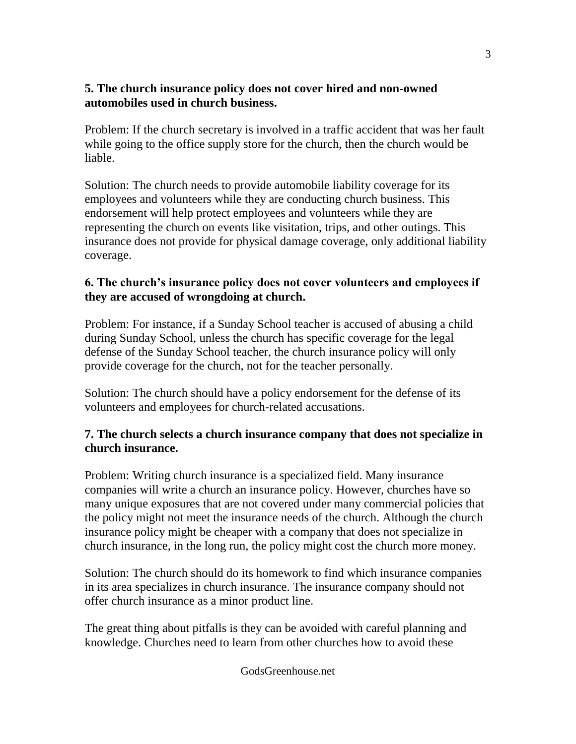**5. The church insurance policy does not cover hired and non-owned automobiles used in church business.**

Problem: If the church secretary is involved in a traffic accident that was her fault while going to the office supply store for the church, then the church would be liable.

Solution: The church needs to provide automobile liability coverage for its employees and volunteers while they are conducting church business. This endorsement will help protect employees and volunteers while they are representing the church on events like visitation, trips, and other outings. This insurance does not provide for physical damage coverage, only additional liability coverage.

**6. The church's insurance policy does not cover volunteers and employees if they are accused of wrongdoing at church.**

Problem: For instance, if a Sunday School teacher is accused of abusing a child during Sunday School, unless the church has specific coverage for the legal defense of the Sunday School teacher, the church insurance policy will only provide coverage for the church, not for the teacher personally.

Solution: The church should have a policy endorsement for the defense of its volunteers and employees for church-related accusations.

**7. The church selects a church insurance company that does not specialize in church insurance.**

Problem: Writing church insurance is a specialized field. Many insurance companies will write a church an insurance policy. However, churches have so many unique exposures that are not covered under many commercial policies that the policy might not meet the insurance needs of the church. Although the church insurance policy might be cheaper with a company that does not specialize in church insurance, in the long run, the policy might cost the church more money.

Solution: The church should do its homework to find which insurance companies in its area specializes in church insurance. The insurance company should not offer church insurance as a minor product line.

The great thing about pitfalls is they can be avoided with careful planning and knowledge. Churches need to learn from other churches how to avoid these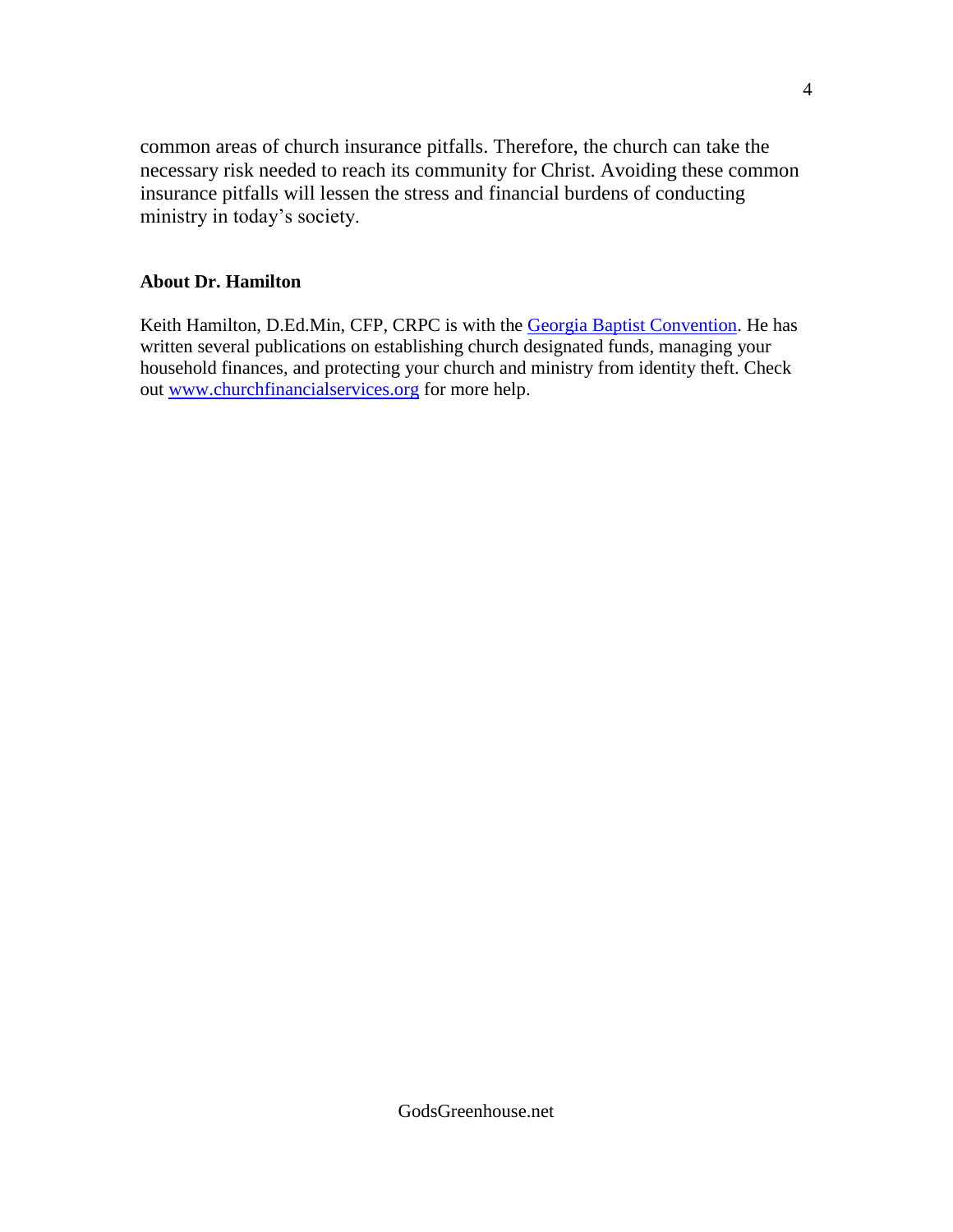common areas of church insurance pitfalls. Therefore, the church can take the necessary risk needed to reach its community for Christ. Avoiding these common insurance pitfalls will lessen the stress and financial burdens of conducting ministry in today's society.

### About Dr. Hamilton

Keith Hamilton, D.Ed.Min, CFP, CRPC is with the [Georgia Baptist Convention](). He has written several publications on establishing church designated funds, managing your household finances, and protecting your church and ministry from identity theft. Check out [www.churchfinancialservices.org](http://www.churchfinancialservices.org) for more help.